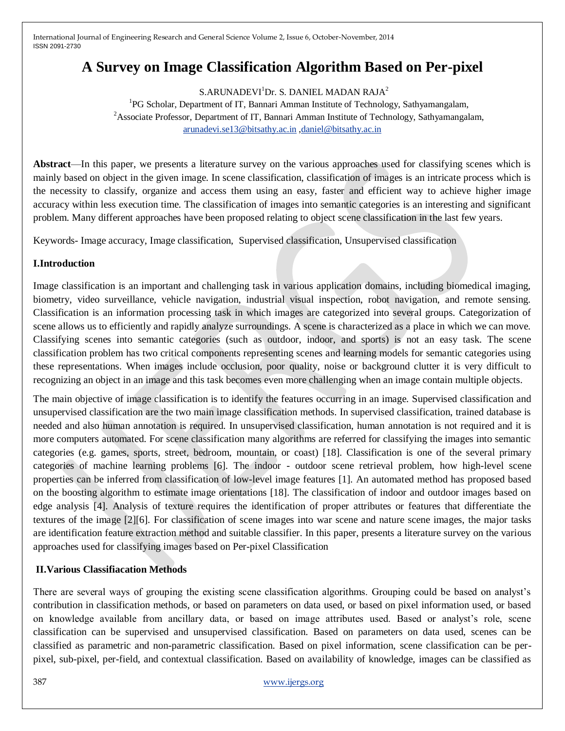# A Survey on Image Classification Algorithm Based on Per-pixel

S.ARUNADEVI[1] Dr. S. DANIEL MADAN RAJA[2]

[1]PG Scholar, Department of IT, Bannari Amman Institute of Technology, Sathyamangalam,

[2]Associate Professor, Department of IT, Bannari Amman Institute of Technology, Sathyamangalam,

arunadevi.se13@bitsathy.ac.in ,daniel@bitsathy.ac.in

**Abstract**—In this paper, we presents a literature survey on the various approaches used for classifying scenes which is mainly based on object in the given image. In scene classification, classification of images is an intricate process which is the necessity to classify, organize and access them using an easy, faster and efficient way to achieve higher image accuracy within less execution time. The classification of images into semantic categories is an interesting and significant problem. Many different approaches have been proposed relating to object scene classification in the last few years.

Keywords- Image accuracy, Image classification, Supervised classification, Unsupervised classification

## I.Introduction

Image classification is an important and challenging task in various application domains, including biomedical imaging, biometry, video surveillance, vehicle navigation, industrial visual inspection, robot navigation, and remote sensing. Classification is an information processing task in which images are categorized into several groups. Categorization of scene allows us to efficiently and rapidly analyze surroundings. A scene is characterized as a place in which we can move. Classifying scenes into semantic categories (such as outdoor, indoor, and sports) is not an easy task. The scene classification problem has two critical components representing scenes and learning models for semantic categories using these representations. When images include occlusion, poor quality, noise or background clutter it is very difficult to recognizing an object in an image and this task becomes even more challenging when an image contain multiple objects.

The main objective of image classification is to identify the features occurring in an image. Supervised classification and unsupervised classification are the two main image classification methods. In supervised classification, trained database is needed and also human annotation is required. In unsupervised classification, human annotation is not required and it is more computers automated. For scene classification many algorithms are referred for classifying the images into semantic categories (e.g. games, sports, street, bedroom, mountain, or coast) [18]. Classification is one of the several primary categories of machine learning problems [6]. The indoor - outdoor scene retrieval problem, how high-level scene properties can be inferred from classification of low-level image features [1]. An automated method has proposed based on the boosting algorithm to estimate image orientations [18]. The classification of indoor and outdoor images based on edge analysis [4]. Analysis of texture requires the identification of proper attributes or features that differentiate the textures of the image [2][6]. For classification of scene images into war scene and nature scene images, the major tasks are identification feature extraction method and suitable classifier. In this paper, presents a literature survey on the various approaches used for classifying images based on Per-pixel Classification

## II.Various Classifiacation Methods

There are several ways of grouping the existing scene classification algorithms. Grouping could be based on analyst's contribution in classification methods, or based on parameters on data used, or based on pixel information used, or based on knowledge available from ancillary data, or based on image attributes used. Based or analyst's role, scene classification can be supervised and unsupervised classification. Based on parameters on data used, scenes can be classified as parametric and non-parametric classification. Based on pixel information, scene classification can be per-pixel, sub-pixel, per-field, and contextual classification. Based on availability of knowledge, images can be classified as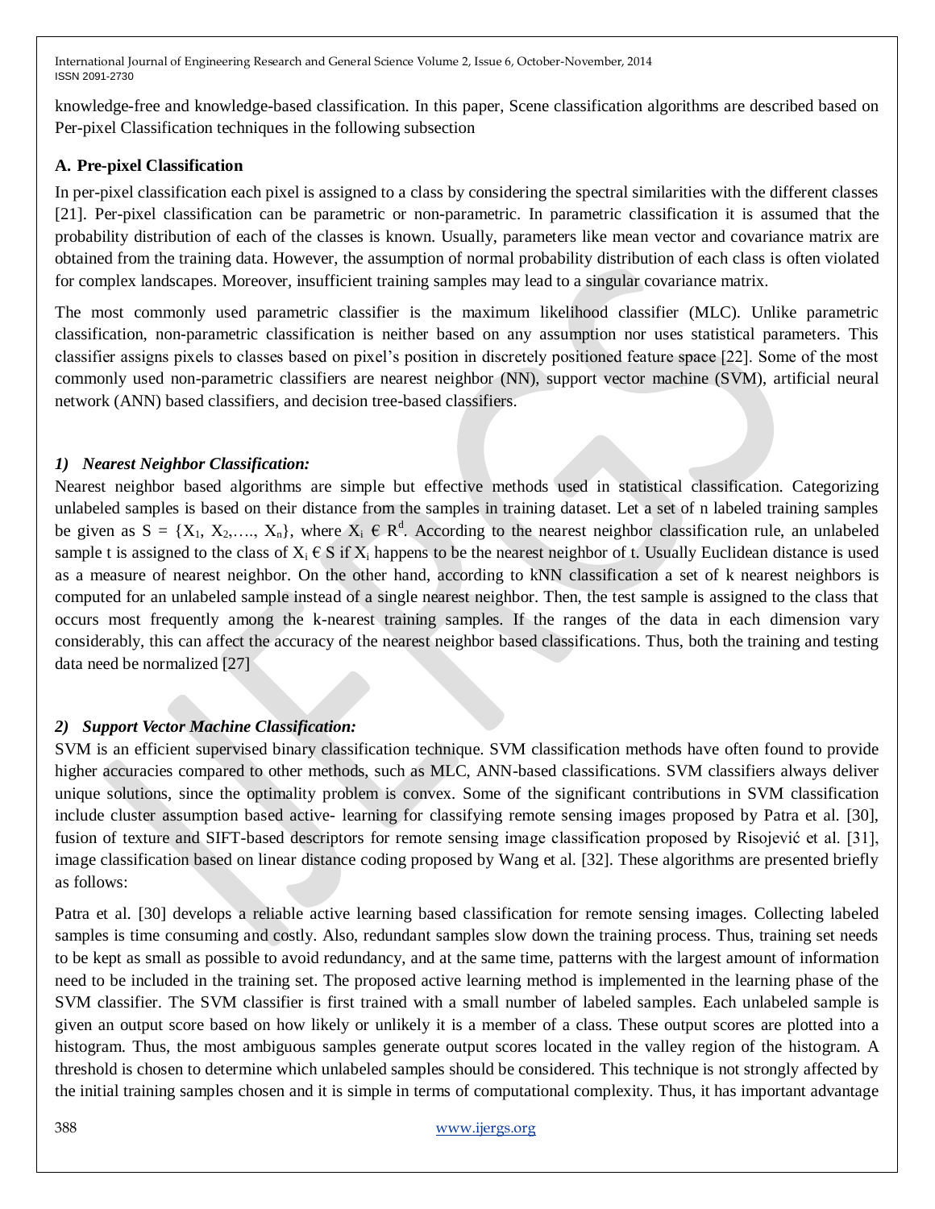knowledge-free and knowledge-based classification. In this paper, Scene classification algorithms are described based on Per-pixel Classification techniques in the following subsection

### A. Pre-pixel Classification

In per-pixel classification each pixel is assigned to a class by considering the spectral similarities with the different classes [21]. Per-pixel classification can be parametric or non-parametric. In parametric classification it is assumed that the probability distribution of each of the classes is known. Usually, parameters like mean vector and covariance matrix are obtained from the training data. However, the assumption of normal probability distribution of each class is often violated for complex landscapes. Moreover, insufficient training samples may lead to a singular covariance matrix.

The most commonly used parametric classifier is the maximum likelihood classifier (MLC). Unlike parametric classification, non-parametric classification is neither based on any assumption nor uses statistical parameters. This classifier assigns pixels to classes based on pixel's position in discretely positioned feature space [22]. Some of the most commonly used non-parametric classifiers are nearest neighbor (NN), support vector machine (SVM), artificial neural network (ANN) based classifiers, and decision tree-based classifiers.

#### *1) Nearest Neighbor Classification:*

Nearest neighbor based algorithms are simple but effective methods used in statistical classification. Categorizing unlabeled samples is based on their distance from the samples in training dataset. Let a set of n labeled training samples be given as $S = \{X_1, X_2, \ldots, X_n\}$, where $X_i \in R^d$. According to the nearest neighbor classification rule, an unlabeled sample t is assigned to the class of $X_i \in S$ if $X_i$ happens to be the nearest neighbor of t. Usually Euclidean distance is used as a measure of nearest neighbor. On the other hand, according to kNN classification a set of k nearest neighbors is computed for an unlabeled sample instead of a single nearest neighbor. Then, the test sample is assigned to the class that occurs most frequently among the k-nearest training samples. If the ranges of the data in each dimension vary considerably, this can affect the accuracy of the nearest neighbor based classifications. Thus, both the training and testing data need be normalized [27]

#### *2) Support Vector Machine Classification:*

SVM is an efficient supervised binary classification technique. SVM classification methods have often found to provide higher accuracies compared to other methods, such as MLC, ANN-based classifications. SVM classifiers always deliver unique solutions, since the optimality problem is convex. Some of the significant contributions in SVM classification include cluster assumption based active- learning for classifying remote sensing images proposed by Patra et al. [30], fusion of texture and SIFT-based descriptors for remote sensing image classification proposed by Risojević et al. [31], image classification based on linear distance coding proposed by Wang et al. [32]. These algorithms are presented briefly as follows:

Patra et al. [30] develops a reliable active learning based classification for remote sensing images. Collecting labeled samples is time consuming and costly. Also, redundant samples slow down the training process. Thus, training set needs to be kept as small as possible to avoid redundancy, and at the same time, patterns with the largest amount of information need to be included in the training set. The proposed active learning method is implemented in the learning phase of the SVM classifier. The SVM classifier is first trained with a small number of labeled samples. Each unlabeled sample is given an output score based on how likely or unlikely it is a member of a class. These output scores are plotted into a histogram. Thus, the most ambiguous samples generate output scores located in the valley region of the histogram. A threshold is chosen to determine which unlabeled samples should be considered. This technique is not strongly affected by the initial training samples chosen and it is simple in terms of computational complexity. Thus, it has important advantage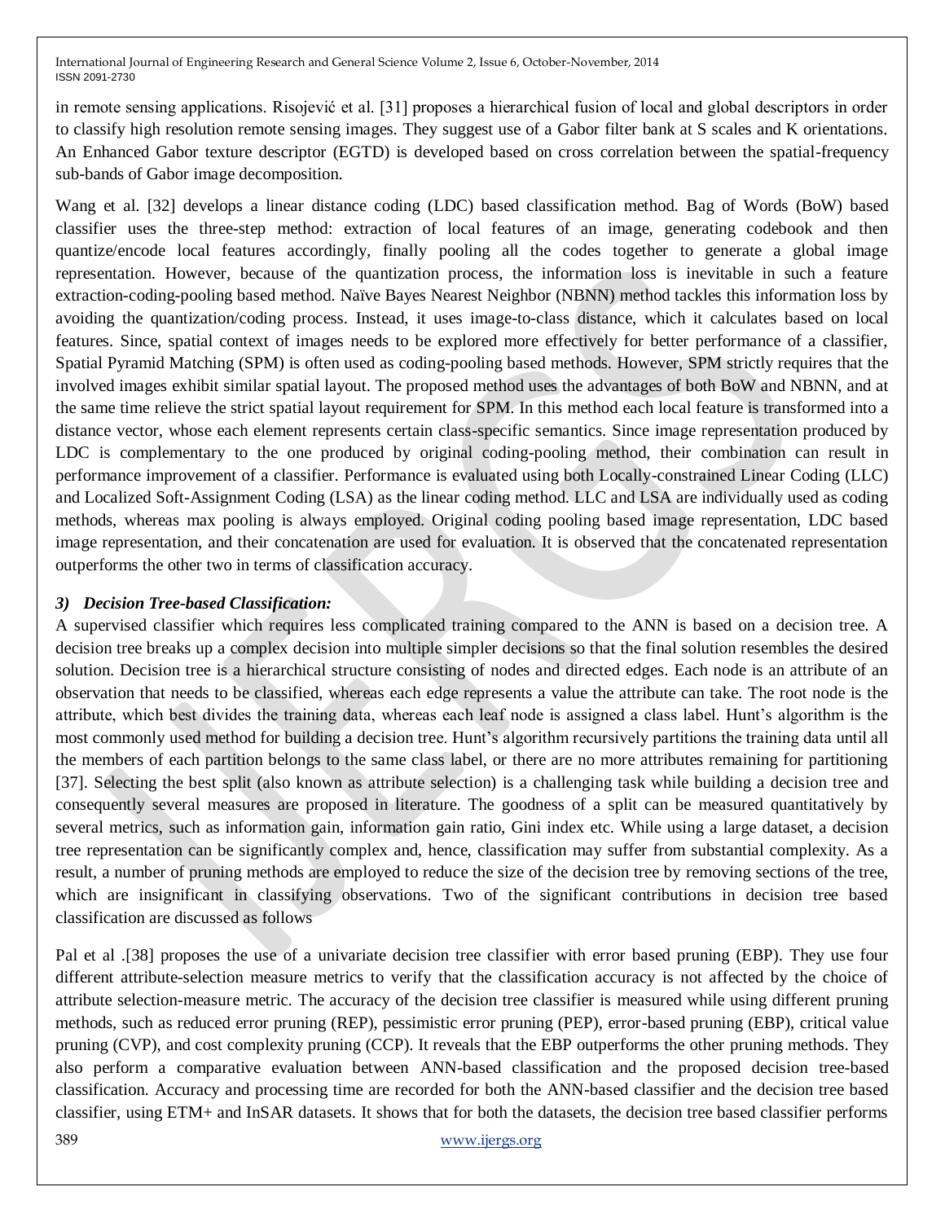in remote sensing applications. Risojević et al. [31] proposes a hierarchical fusion of local and global descriptors in order to classify high resolution remote sensing images. They suggest use of a Gabor filter bank at S scales and K orientations. An Enhanced Gabor texture descriptor (EGTD) is developed based on cross correlation between the spatial-frequency sub-bands of Gabor image decomposition.

Wang et al. [32] develops a linear distance coding (LDC) based classification method. Bag of Words (BoW) based classifier uses the three-step method: extraction of local features of an image, generating codebook and then quantize/encode local features accordingly, finally pooling all the codes together to generate a global image representation. However, because of the quantization process, the information loss is inevitable in such a feature extraction-coding-pooling based method. Naïve Bayes Nearest Neighbor (NBNN) method tackles this information loss by avoiding the quantization/coding process. Instead, it uses image-to-class distance, which it calculates based on local features. Since, spatial context of images needs to be explored more effectively for better performance of a classifier, Spatial Pyramid Matching (SPM) is often used as coding-pooling based methods. However, SPM strictly requires that the involved images exhibit similar spatial layout. The proposed method uses the advantages of both BoW and NBNN, and at the same time relieve the strict spatial layout requirement for SPM. In this method each local feature is transformed into a distance vector, whose each element represents certain class-specific semantics. Since image representation produced by LDC is complementary to the one produced by original coding-pooling method, their combination can result in performance improvement of a classifier. Performance is evaluated using both Locally-constrained Linear Coding (LLC) and Localized Soft-Assignment Coding (LSA) as the linear coding method. LLC and LSA are individually used as coding methods, whereas max pooling is always employed. Original coding pooling based image representation, LDC based image representation, and their concatenation are used for evaluation. It is observed that the concatenated representation outperforms the other two in terms of classification accuracy.

### *3) Decision Tree-based Classification:*

A supervised classifier which requires less complicated training compared to the ANN is based on a decision tree. A decision tree breaks up a complex decision into multiple simpler decisions so that the final solution resembles the desired solution. Decision tree is a hierarchical structure consisting of nodes and directed edges. Each node is an attribute of an observation that needs to be classified, whereas each edge represents a value the attribute can take. The root node is the attribute, which best divides the training data, whereas each leaf node is assigned a class label. Hunt's algorithm is the most commonly used method for building a decision tree. Hunt's algorithm recursively partitions the training data until all the members of each partition belongs to the same class label, or there are no more attributes remaining for partitioning [37]. Selecting the best split (also known as attribute selection) is a challenging task while building a decision tree and consequently several measures are proposed in literature. The goodness of a split can be measured quantitatively by several metrics, such as information gain, information gain ratio, Gini index etc. While using a large dataset, a decision tree representation can be significantly complex and, hence, classification may suffer from substantial complexity. As a result, a number of pruning methods are employed to reduce the size of the decision tree by removing sections of the tree, which are insignificant in classifying observations. Two of the significant contributions in decision tree based classification are discussed as follows

Pal et al .[38] proposes the use of a univariate decision tree classifier with error based pruning (EBP). They use four different attribute-selection measure metrics to verify that the classification accuracy is not affected by the choice of attribute selection-measure metric. The accuracy of the decision tree classifier is measured while using different pruning methods, such as reduced error pruning (REP), pessimistic error pruning (PEP), error-based pruning (EBP), critical value pruning (CVP), and cost complexity pruning (CCP). It reveals that the EBP outperforms the other pruning methods. They also perform a comparative evaluation between ANN-based classification and the proposed decision tree-based classification. Accuracy and processing time are recorded for both the ANN-based classifier and the decision tree based classifier, using ETM+ and InSAR datasets. It shows that for both the datasets, the decision tree based classifier performs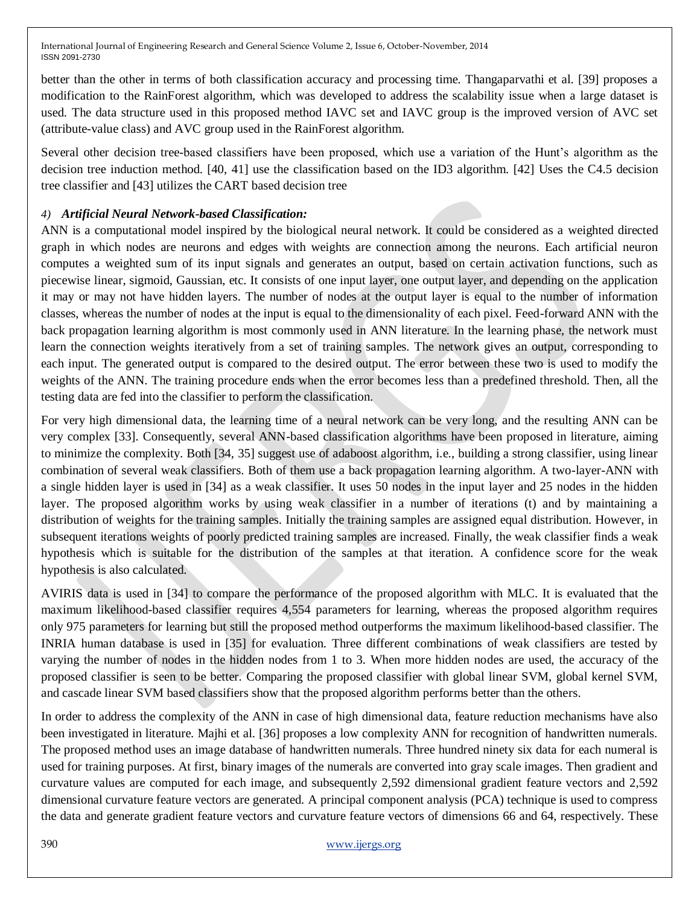better than the other in terms of both classification accuracy and processing time. Thangaparvathi et al. [39] proposes a modification to the RainForest algorithm, which was developed to address the scalability issue when a large dataset is used. The data structure used in this proposed method IAVC set and IAVC group is the improved version of AVC set (attribute-value class) and AVC group used in the RainForest algorithm.

Several other decision tree-based classifiers have been proposed, which use a variation of the Hunt's algorithm as the decision tree induction method. [40, 41] use the classification based on the ID3 algorithm. [42] Uses the C4.5 decision tree classifier and [43] utilizes the CART based decision tree

#### *4) Artificial Neural Network-based Classification:*

ANN is a computational model inspired by the biological neural network. It could be considered as a weighted directed graph in which nodes are neurons and edges with weights are connection among the neurons. Each artificial neuron computes a weighted sum of its input signals and generates an output, based on certain activation functions, such as piecewise linear, sigmoid, Gaussian, etc. It consists of one input layer, one output layer, and depending on the application it may or may not have hidden layers. The number of nodes at the output layer is equal to the number of information classes, whereas the number of nodes at the input is equal to the dimensionality of each pixel. Feed-forward ANN with the back propagation learning algorithm is most commonly used in ANN literature. In the learning phase, the network must learn the connection weights iteratively from a set of training samples. The network gives an output, corresponding to each input. The generated output is compared to the desired output. The error between these two is used to modify the weights of the ANN. The training procedure ends when the error becomes less than a predefined threshold. Then, all the testing data are fed into the classifier to perform the classification.

For very high dimensional data, the learning time of a neural network can be very long, and the resulting ANN can be very complex [33]. Consequently, several ANN-based classification algorithms have been proposed in literature, aiming to minimize the complexity. Both [34, 35] suggest use of adaboost algorithm, i.e., building a strong classifier, using linear combination of several weak classifiers. Both of them use a back propagation learning algorithm. A two-layer-ANN with a single hidden layer is used in [34] as a weak classifier. It uses 50 nodes in the input layer and 25 nodes in the hidden layer. The proposed algorithm works by using weak classifier in a number of iterations (t) and by maintaining a distribution of weights for the training samples. Initially the training samples are assigned equal distribution. However, in subsequent iterations weights of poorly predicted training samples are increased. Finally, the weak classifier finds a weak hypothesis which is suitable for the distribution of the samples at that iteration. A confidence score for the weak hypothesis is also calculated.

AVIRIS data is used in [34] to compare the performance of the proposed algorithm with MLC. It is evaluated that the maximum likelihood-based classifier requires 4,554 parameters for learning, whereas the proposed algorithm requires only 975 parameters for learning but still the proposed method outperforms the maximum likelihood-based classifier. The INRIA human database is used in [35] for evaluation. Three different combinations of weak classifiers are tested by varying the number of nodes in the hidden nodes from 1 to 3. When more hidden nodes are used, the accuracy of the proposed classifier is seen to be better. Comparing the proposed classifier with global linear SVM, global kernel SVM, and cascade linear SVM based classifiers show that the proposed algorithm performs better than the others.

In order to address the complexity of the ANN in case of high dimensional data, feature reduction mechanisms have also been investigated in literature. Majhi et al. [36] proposes a low complexity ANN for recognition of handwritten numerals. The proposed method uses an image database of handwritten numerals. Three hundred ninety six data for each numeral is used for training purposes. At first, binary images of the numerals are converted into gray scale images. Then gradient and curvature values are computed for each image, and subsequently 2,592 dimensional gradient feature vectors and 2,592 dimensional curvature feature vectors are generated. A principal component analysis (PCA) technique is used to compress the data and generate gradient feature vectors and curvature feature vectors of dimensions 66 and 64, respectively. These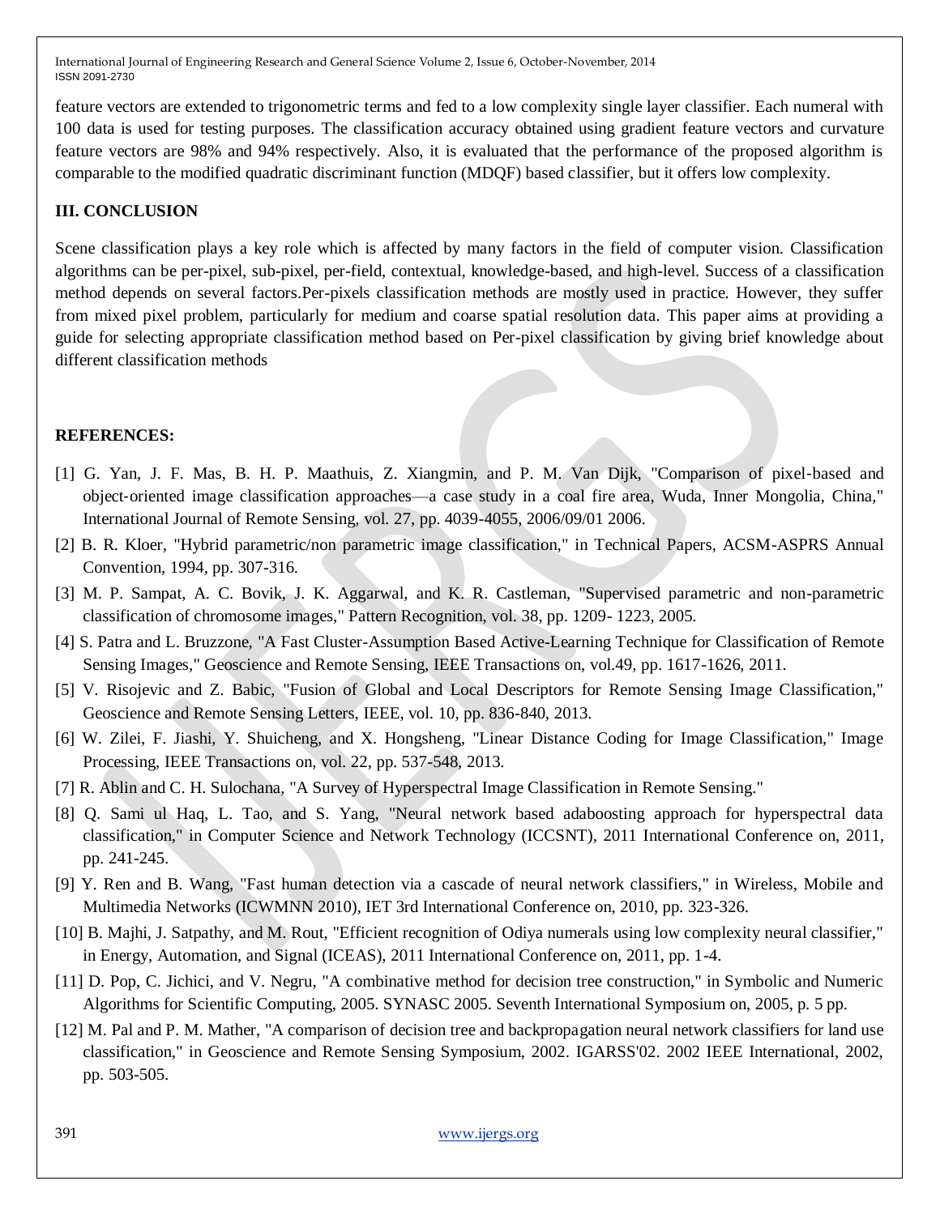feature vectors are extended to trigonometric terms and fed to a low complexity single layer classifier. Each numeral with 100 data is used for testing purposes. The classification accuracy obtained using gradient feature vectors and curvature feature vectors are 98% and 94% respectively. Also, it is evaluated that the performance of the proposed algorithm is comparable to the modified quadratic discriminant function (MDQF) based classifier, but it offers low complexity.

## III. CONCLUSION

Scene classification plays a key role which is affected by many factors in the field of computer vision. Classification algorithms can be per-pixel, sub-pixel, per-field, contextual, knowledge-based, and high-level. Success of a classification method depends on several factors.Per-pixels classification methods are mostly used in practice. However, they suffer from mixed pixel problem, particularly for medium and coarse spatial resolution data. This paper aims at providing a guide for selecting appropriate classification method based on Per-pixel classification by giving brief knowledge about different classification methods

## REFERENCES:

[1] G. Yan, J. F. Mas, B. H. P. Maathuis, Z. Xiangmin, and P. M. Van Dijk, "Comparison of pixel-based and object-oriented image classification approaches—a case study in a coal fire area, Wuda, Inner Mongolia, China," International Journal of Remote Sensing, vol. 27, pp. 4039-4055, 2006/09/01 2006.

[2] B. R. Kloer, "Hybrid parametric/non parametric image classification," in Technical Papers, ACSM-ASPRS Annual Convention, 1994, pp. 307-316.

[3] M. P. Sampat, A. C. Bovik, J. K. Aggarwal, and K. R. Castleman, "Supervised parametric and non-parametric classification of chromosome images," Pattern Recognition, vol. 38, pp. 1209- 1223, 2005.

[4] S. Patra and L. Bruzzone, "A Fast Cluster-Assumption Based Active-Learning Technique for Classification of Remote Sensing Images," Geoscience and Remote Sensing, IEEE Transactions on, vol.49, pp. 1617-1626, 2011.

[5] V. Risojevic and Z. Babic, "Fusion of Global and Local Descriptors for Remote Sensing Image Classification," Geoscience and Remote Sensing Letters, IEEE, vol. 10, pp. 836-840, 2013.

[6] W. Zilei, F. Jiashi, Y. Shuicheng, and X. Hongsheng, "Linear Distance Coding for Image Classification," Image Processing, IEEE Transactions on, vol. 22, pp. 537-548, 2013.

[7] R. Ablin and C. H. Sulochana, "A Survey of Hyperspectral Image Classification in Remote Sensing."

[8] Q. Sami ul Haq, L. Tao, and S. Yang, "Neural network based adaboosting approach for hyperspectral data classification," in Computer Science and Network Technology (ICCSNT), 2011 International Conference on, 2011, pp. 241-245.

[9] Y. Ren and B. Wang, "Fast human detection via a cascade of neural network classifiers," in Wireless, Mobile and Multimedia Networks (ICWMNN 2010), IET 3rd International Conference on, 2010, pp. 323-326.

[10] B. Majhi, J. Satpathy, and M. Rout, "Efficient recognition of Odiya numerals using low complexity neural classifier," in Energy, Automation, and Signal (ICEAS), 2011 International Conference on, 2011, pp. 1-4.

[11] D. Pop, C. Jichici, and V. Negru, "A combinative method for decision tree construction," in Symbolic and Numeric Algorithms for Scientific Computing, 2005. SYNASC 2005. Seventh International Symposium on, 2005, p. 5 pp.

[12] M. Pal and P. M. Mather, "A comparison of decision tree and backpropagation neural network classifiers for land use classification," in Geoscience and Remote Sensing Symposium, 2002. IGARSS'02. 2002 IEEE International, 2002, pp. 503-505.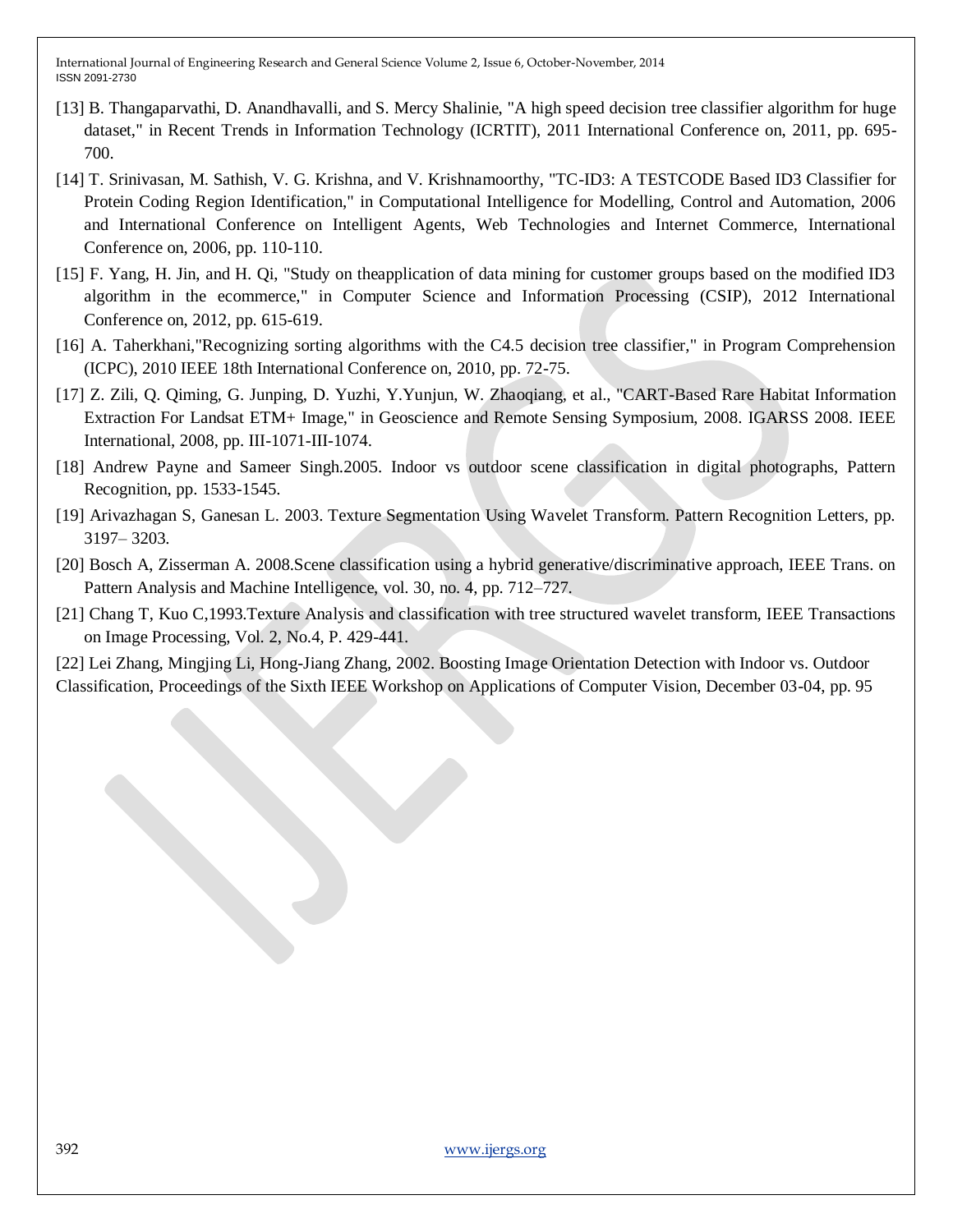[13] B. Thangaparvathi, D. Anandhavalli, and S. Mercy Shalinie, "A high speed decision tree classifier algorithm for huge dataset," in Recent Trends in Information Technology (ICRTIT), 2011 International Conference on, 2011, pp. 695-700.

[14] T. Srinivasan, M. Sathish, V. G. Krishna, and V. Krishnamoorthy, "TC-ID3: A TESTCODE Based ID3 Classifier for Protein Coding Region Identification," in Computational Intelligence for Modelling, Control and Automation, 2006 and International Conference on Intelligent Agents, Web Technologies and Internet Commerce, International Conference on, 2006, pp. 110-110.

[15] F. Yang, H. Jin, and H. Qi, "Study on theapplication of data mining for customer groups based on the modified ID3 algorithm in the ecommerce," in Computer Science and Information Processing (CSIP), 2012 International Conference on, 2012, pp. 615-619.

[16] A. Taherkhani,"Recognizing sorting algorithms with the C4.5 decision tree classifier," in Program Comprehension (ICPC), 2010 IEEE 18th International Conference on, 2010, pp. 72-75.

[17] Z. Zili, Q. Qiming, G. Junping, D. Yuzhi, Y.Yunjun, W. Zhaoqiang, et al., "CART-Based Rare Habitat Information Extraction For Landsat ETM+ Image," in Geoscience and Remote Sensing Symposium, 2008. IGARSS 2008. IEEE International, 2008, pp. III-1071-III-1074.

[18] Andrew Payne and Sameer Singh.2005. Indoor vs outdoor scene classification in digital photographs, Pattern Recognition, pp. 1533-1545.

[19] Arivazhagan S, Ganesan L. 2003. Texture Segmentation Using Wavelet Transform. Pattern Recognition Letters, pp. 3197– 3203.

[20] Bosch A, Zisserman A. 2008.Scene classification using a hybrid generative/discriminative approach, IEEE Trans. on Pattern Analysis and Machine Intelligence, vol. 30, no. 4, pp. 712–727.

[21] Chang T, Kuo C,1993.Texture Analysis and classification with tree structured wavelet transform, IEEE Transactions on Image Processing, Vol. 2, No.4, P. 429-441.

[22] Lei Zhang, Mingjing Li, Hong-Jiang Zhang, 2002. Boosting Image Orientation Detection with Indoor vs. Outdoor Classification, Proceedings of the Sixth IEEE Workshop on Applications of Computer Vision, December 03-04, pp. 95